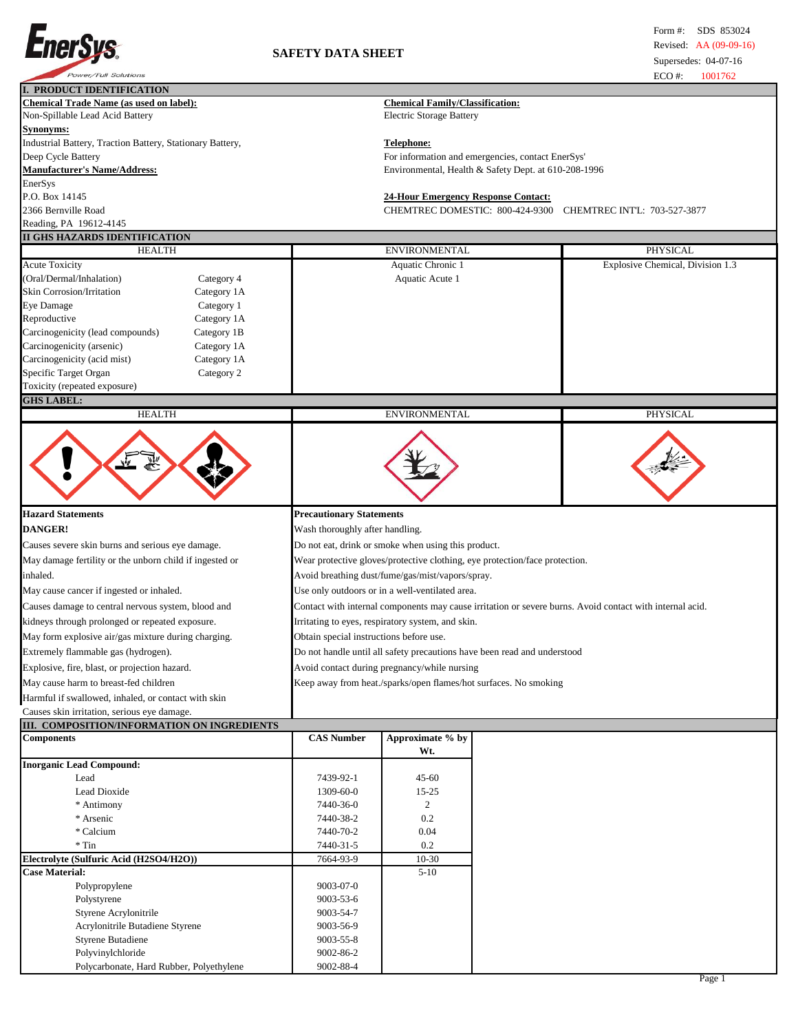EnerSys®
Power/Full Solutions

# SAFETY DATA SHEET

Form #: SDS 853024
Revised: AA (09-09-16)
Supersedes: 04-07-16
ECO #: 1001762

## I. PRODUCT IDENTIFICATION

**Chemical Trade Name (as used on label):**
Non-Spillable Lead Acid Battery

**Synonyms:**
Industrial Battery, Traction Battery, Stationary Battery, Deep Cycle Battery

**Manufacturer's Name/Address:**
EnerSys
P.O. Box 14145
2366 Bernville Road
Reading, PA 19612-4145

**Chemical Family/Classification:**
Electric Storage Battery

**Telephone:**
For information and emergencies, contact EnerSys' Environmental, Health & Safety Dept. at 610-208-1996

**24-Hour Emergency Response Contact:**
CHEMTREC DOMESTIC: 800-424-9300 CHEMTREC INT'L: 703-527-3877

## II GHS HAZARDS IDENTIFICATION

| HEALTH | | ENVIRONMENTAL | PHYSICAL |
|---|---|---|---|
| Acute Toxicity (Oral/Dermal/Inhalation) | Category 4 | Aquatic Chronic 1 | Explosive Chemical, Division 1.3 |
| Skin Corrosion/Irritation | Category 1A | Aquatic Acute 1 | |
| Eye Damage | Category 1 | | |
| Reproductive | Category 1A | | |
| Carcinogenicity (lead compounds) | Category 1B | | |
| Carcinogenicity (arsenic) | Category 1A | | |
| Carcinogenicity (acid mist) | Category 1A | | |
| Specific Target Organ Toxicity (repeated exposure) | Category 2 | | |

**GHS LABEL:**

| HEALTH | ENVIRONMENTAL | PHYSICAL |
|---|---|---|

**Hazard Statements**

**DANGER!**

Causes severe skin burns and serious eye damage.
May damage fertility or the unborn child if ingested or inhaled.
May cause cancer if ingested or inhaled.
Causes damage to central nervous system, blood and kidneys through prolonged or repeated exposure.
May form explosive air/gas mixture during charging.
Extremely flammable gas (hydrogen).
Explosive, fire, blast, or projection hazard.
May cause harm to breast-fed children
Harmful if swallowed, inhaled, or contact with skin
Causes skin irritation, serious eye damage.

**Precautionary Statements**

Wash thoroughly after handling.
Do not eat, drink or smoke when using this product.
Wear protective gloves/protective clothing, eye protection/face protection.
Avoid breathing dust/fume/gas/mist/vapors/spray.
Use only outdoors or in a well-ventilated area.
Contact with internal components may cause irritation or severe burns. Avoid contact with internal acid.
Irritating to eyes, respiratory system, and skin.
Obtain special instructions before use.
Do not handle until all safety precautions have been read and understood
Avoid contact during pregnancy/while nursing
Keep away from heat./sparks/open flames/hot surfaces. No smoking

## III. COMPOSITION/INFORMATION ON INGREDIENTS

| Components | CAS Number | Approximate % by Wt. |
|---|---|---|
| **Inorganic Lead Compound:** | | |
| Lead | 7439-92-1 | 45-60 |
| Lead Dioxide | 1309-60-0 | 15-25 |
| * Antimony | 7440-36-0 | 2 |
| * Arsenic | 7440-38-2 | 0.2 |
| * Calcium | 7440-70-2 | 0.04 |
| * Tin | 7440-31-5 | 0.2 |
| **Electrolyte (Sulfuric Acid ($H_2SO_4$/$H_2O$))** | 7664-93-9 | 10-30 |
| **Case Material:** | | 5-10 |
| Polypropylene | 9003-07-0 | |
| Polystyrene | 9003-53-6 | |
| Styrene Acrylonitrile | 9003-54-7 | |
| Acrylonitrile Butadiene Styrene | 9003-56-9 | |
| Styrene Butadiene | 9003-55-8 | |
| Polyvinylchloride | 9002-86-2 | |
| Polycarbonate, Hard Rubber, Polyethylene | 9002-88-4 | |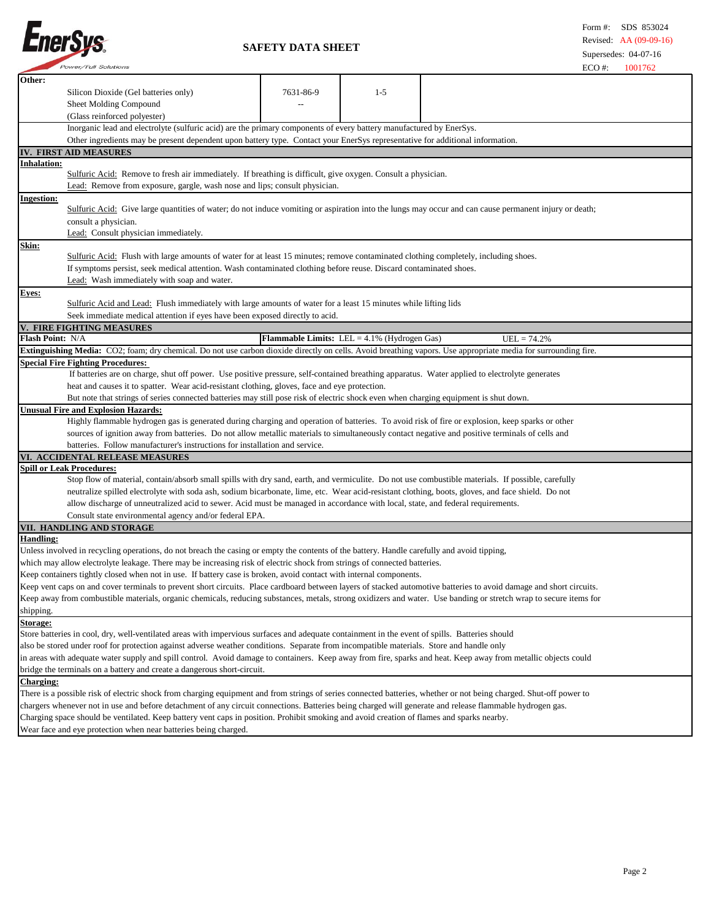| Other: | | | |
|---|---|---|---|
| Silicon Dioxide (Gel batteries only) | 7631-86-9 | 1-5 | |
| Sheet Molding Compound | -- | | |
| (Glass reinforced polyester) | | | |

Inorganic lead and electrolyte (sulfuric acid) are the primary components of every battery manufactured by EnerSys.
Other ingredients may be present dependent upon battery type. Contact your EnerSys representative for additional information.

## IV. FIRST AID MEASURES

**Inhalation:**

Sulfuric Acid: Remove to fresh air immediately. If breathing is difficult, give oxygen. Consult a physician.
Lead: Remove from exposure, gargle, wash nose and lips; consult physician.

**Ingestion:**

Sulfuric Acid: Give large quantities of water; do not induce vomiting or aspiration into the lungs may occur and can cause permanent injury or death; consult a physician.
Lead: Consult physician immediately.

**Skin:**

Sulfuric Acid: Flush with large amounts of water for at least 15 minutes; remove contaminated clothing completely, including shoes.
If symptoms persist, seek medical attention. Wash contaminated clothing before reuse. Discard contaminated shoes.
Lead: Wash immediately with soap and water.

**Eyes:**

Sulfuric Acid and Lead: Flush immediately with large amounts of water for a least 15 minutes while lifting lids
Seek immediate medical attention if eyes have been exposed directly to acid.

## V. FIRE FIGHTING MEASURES

**Flash Point:** N/A | **Flammable Limits:** LEL = 4.1% (Hydrogen Gas) | UEL = 74.2%

**Extinguishing Media:** $CO_2$; foam; dry chemical. Do not use carbon dioxide directly on cells. Avoid breathing vapors. Use appropriate media for surrounding fire.

**Special Fire Fighting Procedures:**

If batteries are on charge, shut off power. Use positive pressure, self-contained breathing apparatus. Water applied to electrolyte generates heat and causes it to spatter. Wear acid-resistant clothing, gloves, face and eye protection.
But note that strings of series connected batteries may still pose risk of electric shock even when charging equipment is shut down.

**Unusual Fire and Explosion Hazards:**

Highly flammable hydrogen gas is generated during charging and operation of batteries. To avoid risk of fire or explosion, keep sparks or other sources of ignition away from batteries. Do not allow metallic materials to simultaneously contact negative and positive terminals of cells and batteries. Follow manufacturer's instructions for installation and service.

## VI. ACCIDENTAL RELEASE MEASURES

**Spill or Leak Procedures:**

Stop flow of material, contain/absorb small spills with dry sand, earth, and vermiculite. Do not use combustible materials. If possible, carefully neutralize spilled electrolyte with soda ash, sodium bicarbonate, lime, etc. Wear acid-resistant clothing, boots, gloves, and face shield. Do not allow discharge of unneutralized acid to sewer. Acid must be managed in accordance with local, state, and federal requirements.
Consult state environmental agency and/or federal EPA.

## VII. HANDLING AND STORAGE

**Handling:**

Unless involved in recycling operations, do not breach the casing or empty the contents of the battery. Handle carefully and avoid tipping, which may allow electrolyte leakage. There may be increasing risk of electric shock from strings of connected batteries.
Keep containers tightly closed when not in use. If battery case is broken, avoid contact with internal components.
Keep vent caps on and cover terminals to prevent short circuits. Place cardboard between layers of stacked automotive batteries to avoid damage and short circuits.
Keep away from combustible materials, organic chemicals, reducing substances, metals, strong oxidizers and water. Use banding or stretch wrap to secure items for shipping.

**Storage:**

Store batteries in cool, dry, well-ventilated areas with impervious surfaces and adequate containment in the event of spills. Batteries should also be stored under roof for protection against adverse weather conditions. Separate from incompatible materials. Store and handle only in areas with adequate water supply and spill control. Avoid damage to containers. Keep away from fire, sparks and heat. Keep away from metallic objects could bridge the terminals on a battery and create a dangerous short-circuit.

**Charging:**

There is a possible risk of electric shock from charging equipment and from strings of series connected batteries, whether or not being charged. Shut-off power to chargers whenever not in use and before detachment of any circuit connections. Batteries being charged will generate and release flammable hydrogen gas.
Charging space should be ventilated. Keep battery vent caps in position. Prohibit smoking and avoid creation of flames and sparks nearby.
Wear face and eye protection when near batteries being charged.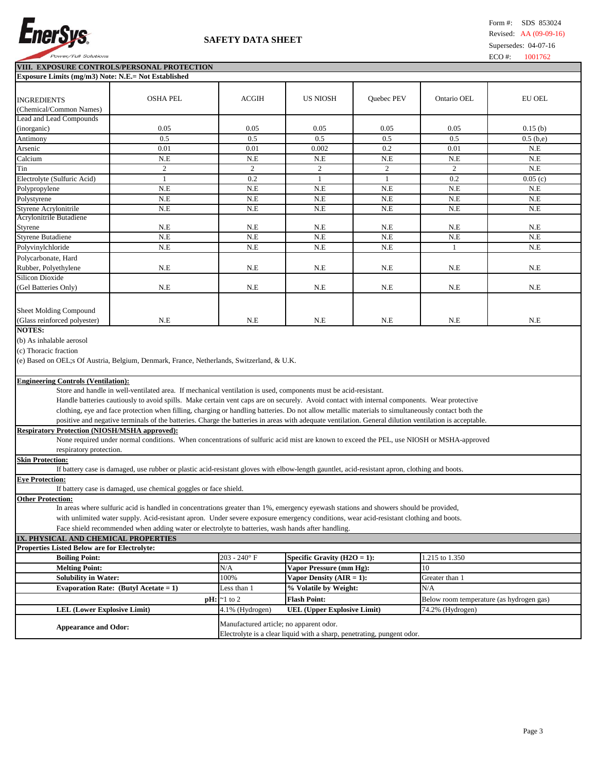## VIII. EXPOSURE CONTROLS/PERSONAL PROTECTION

**Exposure Limits (mg/m3) Note: N.E.= Not Established**

| INGREDIENTS (Chemical/Common Names) | OSHA PEL | ACGIH | US NIOSH | Quebec PEV | Ontario OEL | EU OEL |
|---|---|---|---|---|---|---|
| Lead and Lead Compounds (inorganic) | 0.05 | 0.05 | 0.05 | 0.05 | 0.05 | 0.15 (b) |
| Antimony | 0.5 | 0.5 | 0.5 | 0.5 | 0.5 | 0.5 (b,e) |
| Arsenic | 0.01 | 0.01 | 0.002 | 0.2 | 0.01 | N.E |
| Calcium | N.E | N.E | N.E | N.E | N.E | N.E |
| Tin | 2 | 2 | 2 | 2 | 2 | N.E |
| Electrolyte (Sulfuric Acid) | 1 | 0.2 | 1 | 1 | 0.2 | 0.05 (c) |
| Polypropylene | N.E | N.E | N.E | N.E | N.E | N.E |
| Polystyrene | N.E | N.E | N.E | N.E | N.E | N.E |
| Styrene Acrylonitrile | N.E | N.E | N.E | N.E | N.E | N.E |
| Acrylonitrile Butadiene Styrene | N.E | N.E | N.E | N.E | N.E | N.E |
| Styrene Butadiene | N.E | N.E | N.E | N.E | N.E | N.E |
| Polyvinylchloride | N.E | N.E | N.E | N.E | 1 | N.E |
| Polycarbonate, Hard Rubber, Polyethylene | N.E | N.E | N.E | N.E | N.E | N.E |
| Silicon Dioxide (Gel Batteries Only) | N.E | N.E | N.E | N.E | N.E | N.E |
| Sheet Molding Compound (Glass reinforced polyester) | N.E | N.E | N.E | N.E | N.E | N.E |

**NOTES:**

(b) As inhalable aerosol

(c) Thoracic fraction

(e) Based on OEL;s Of Austria, Belgium, Denmark, France, Netherlands, Switzerland, & U.K.

**Engineering Controls (Ventilation):**

Store and handle in well-ventilated area. If mechanical ventilation is used, components must be acid-resistant. Handle batteries cautiously to avoid spills. Make certain vent caps are on securely. Avoid contact with internal components. Wear protective clothing, eye and face protection when filling, charging or handling batteries. Do not allow metallic materials to simultaneously contact both the positive and negative terminals of the batteries. Charge the batteries in areas with adequate ventilation. General dilution ventilation is acceptable.

**Respiratory Protection (NIOSH/MSHA approved):**

None required under normal conditions. When concentrations of sulfuric acid mist are known to exceed the PEL, use NIOSH or MSHA-approved respiratory protection.

**Skin Protection:**

If battery case is damaged, use rubber or plastic acid-resistant gloves with elbow-length gauntlet, acid-resistant apron, clothing and boots.

**Eye Protection:**

If battery case is damaged, use chemical goggles or face shield.

**Other Protection:**

In areas where sulfuric acid is handled in concentrations greater than 1%, emergency eyewash stations and showers should be provided, with unlimited water supply. Acid-resistant apron. Under severe exposure emergency conditions, wear acid-resistant clothing and boots. Face shield recommended when adding water or electrolyte to batteries, wash hands after handling.

## IX. PHYSICAL AND CHEMICAL PROPERTIES

**Properties Listed Below are for Electrolyte:**

| Property | Value | Property | Value |
|---|---|---|---|
| **Boiling Point:** | 203 - 240° F | **Specific Gravity ($H_2O$ = 1):** | 1.215 to 1.350 |
| **Melting Point:** | N/A | **Vapor Pressure (mm Hg):** | 10 |
| **Solubility in Water:** | 100% | **Vapor Density (AIR = 1):** | Greater than 1 |
| **Evaporation Rate: (Butyl Acetate = 1)** | Less than 1 | **% Volatile by Weight:** | N/A |
| **pH:** | ~1 to 2 | **Flash Point:** | Below room temperature (as hydrogen gas) |
| **LEL (Lower Explosive Limit)** | 4.1% (Hydrogen) | **UEL (Upper Explosive Limit)** | 74.2% (Hydrogen) |
| **Appearance and Odor:** | Manufactured article; no apparent odor. Electrolyte is a clear liquid with a sharp, penetrating, pungent odor. | | |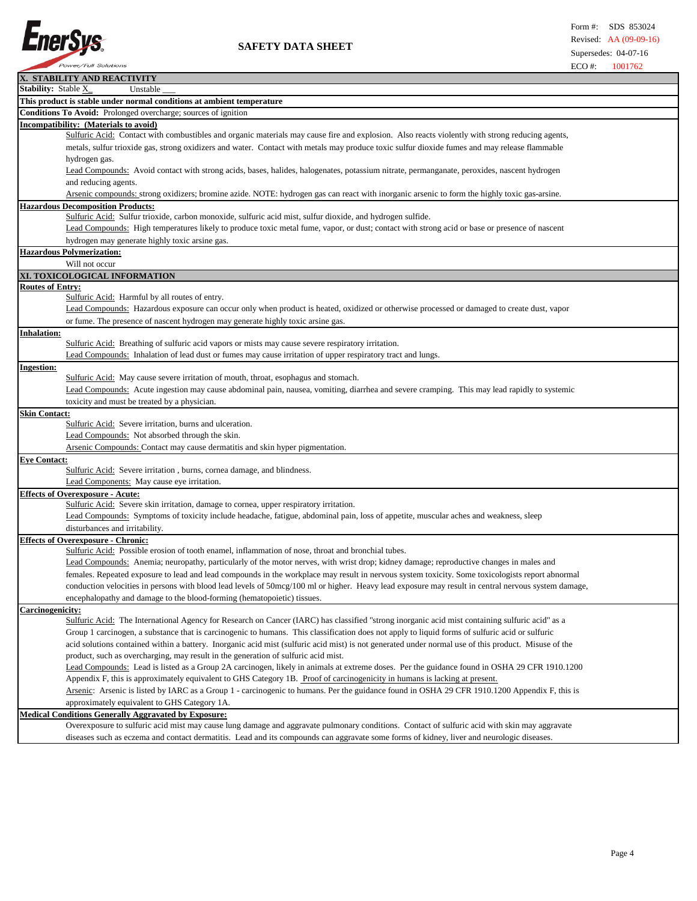## X. STABILITY AND REACTIVITY

**Stability:** Stable X Unstable ___

**This product is stable under normal conditions at ambient temperature**

**Conditions To Avoid:** Prolonged overcharge; sources of ignition

**Incompatibility: (Materials to avoid)**

Sulfuric Acid: Contact with combustibles and organic materials may cause fire and explosion. Also reacts violently with strong reducing agents, metals, sulfur trioxide gas, strong oxidizers and water. Contact with metals may produce toxic sulfur dioxide fumes and may release flammable hydrogen gas.

Lead Compounds: Avoid contact with strong acids, bases, halides, halogenates, potassium nitrate, permanganate, peroxides, nascent hydrogen and reducing agents.

Arsenic compounds: strong oxidizers; bromine azide. NOTE: hydrogen gas can react with inorganic arsenic to form the highly toxic gas-arsine.

**Hazardous Decomposition Products:**

Sulfuric Acid: Sulfur trioxide, carbon monoxide, sulfuric acid mist, sulfur dioxide, and hydrogen sulfide.

Lead Compounds: High temperatures likely to produce toxic metal fume, vapor, or dust; contact with strong acid or base or presence of nascent hydrogen may generate highly toxic arsine gas.

**Hazardous Polymerization:**

Will not occur

## XI. TOXICOLOGICAL INFORMATION

**Routes of Entry:**

Sulfuric Acid: Harmful by all routes of entry.

Lead Compounds: Hazardous exposure can occur only when product is heated, oxidized or otherwise processed or damaged to create dust, vapor or fume. The presence of nascent hydrogen may generate highly toxic arsine gas.

**Inhalation:**

Sulfuric Acid: Breathing of sulfuric acid vapors or mists may cause severe respiratory irritation.

Lead Compounds: Inhalation of lead dust or fumes may cause irritation of upper respiratory tract and lungs.

**Ingestion:**

Sulfuric Acid: May cause severe irritation of mouth, throat, esophagus and stomach.

Lead Compounds: Acute ingestion may cause abdominal pain, nausea, vomiting, diarrhea and severe cramping. This may lead rapidly to systemic toxicity and must be treated by a physician.

**Skin Contact:**

Sulfuric Acid: Severe irritation, burns and ulceration.

Lead Compounds: Not absorbed through the skin.

Arsenic Compounds: Contact may cause dermatitis and skin hyper pigmentation.

**Eye Contact:**

Sulfuric Acid: Severe irritation , burns, cornea damage, and blindness.

Lead Components: May cause eye irritation.

**Effects of Overexposure - Acute:**

Sulfuric Acid: Severe skin irritation, damage to cornea, upper respiratory irritation.

Lead Compounds: Symptoms of toxicity include headache, fatigue, abdominal pain, loss of appetite, muscular aches and weakness, sleep disturbances and irritability.

**Effects of Overexposure - Chronic:**

Sulfuric Acid: Possible erosion of tooth enamel, inflammation of nose, throat and bronchial tubes.

Lead Compounds: Anemia; neuropathy, particularly of the motor nerves, with wrist drop; kidney damage; reproductive changes in males and females. Repeated exposure to lead and lead compounds in the workplace may result in nervous system toxicity. Some toxicologists report abnormal conduction velocities in persons with blood lead levels of 50mcg/100 ml or higher. Heavy lead exposure may result in central nervous system damage, encephalopathy and damage to the blood-forming (hematopoietic) tissues.

**Carcinogenicity:**

Sulfuric Acid: The International Agency for Research on Cancer (IARC) has classified "strong inorganic acid mist containing sulfuric acid" as a Group 1 carcinogen, a substance that is carcinogenic to humans. This classification does not apply to liquid forms of sulfuric acid or sulfuric acid solutions contained within a battery. Inorganic acid mist (sulfuric acid mist) is not generated under normal use of this product. Misuse of the product, such as overcharging, may result in the generation of sulfuric acid mist.

Lead Compounds: Lead is listed as a Group 2A carcinogen, likely in animals at extreme doses. Per the guidance found in OSHA 29 CFR 1910.1200 Appendix F, this is approximately equivalent to GHS Category 1B. Proof of carcinogenicity in humans is lacking at present.

Arsenic: Arsenic is listed by IARC as a Group 1 - carcinogenic to humans. Per the guidance found in OSHA 29 CFR 1910.1200 Appendix F, this is approximately equivalent to GHS Category 1A.

**Medical Conditions Generally Aggravated by Exposure:**

Overexposure to sulfuric acid mist may cause lung damage and aggravate pulmonary conditions. Contact of sulfuric acid with skin may aggravate diseases such as eczema and contact dermatitis. Lead and its compounds can aggravate some forms of kidney, liver and neurologic diseases.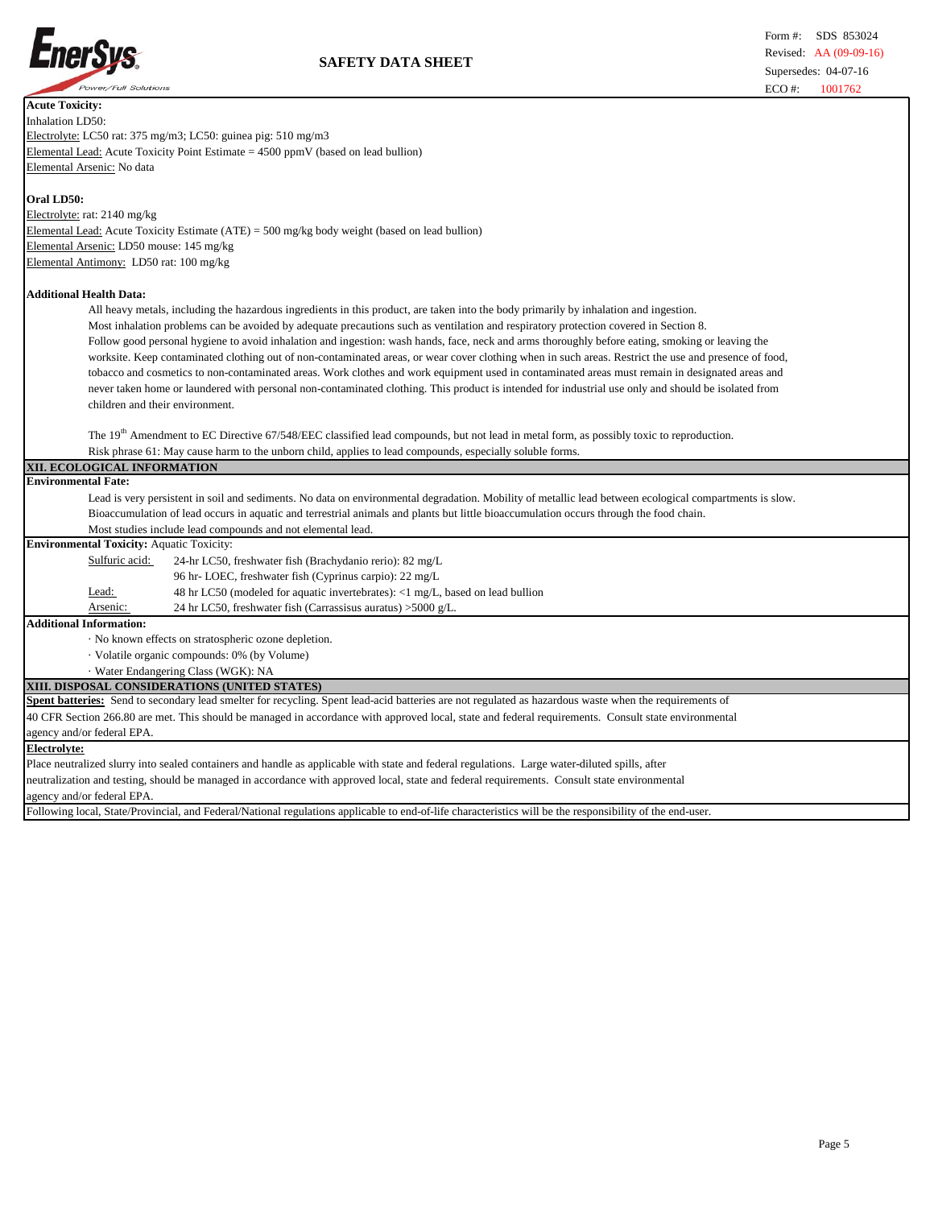**Acute Toxicity:**

Inhalation LD50:

Electrolyte: LC50 rat: 375 mg/m3; LC50: guinea pig: 510 mg/m3

Elemental Lead: Acute Toxicity Point Estimate = 4500 ppmV (based on lead bullion)

Elemental Arsenic: No data

**Oral LD50:**

Electrolyte: rat: 2140 mg/kg

Elemental Lead: Acute Toxicity Estimate (ATE) = 500 mg/kg body weight (based on lead bullion)

Elemental Arsenic: LD50 mouse: 145 mg/kg

Elemental Antimony: LD50 rat: 100 mg/kg

**Additional Health Data:**

All heavy metals, including the hazardous ingredients in this product, are taken into the body primarily by inhalation and ingestion. Most inhalation problems can be avoided by adequate precautions such as ventilation and respiratory protection covered in Section 8. Follow good personal hygiene to avoid inhalation and ingestion: wash hands, face, neck and arms thoroughly before eating, smoking or leaving the worksite. Keep contaminated clothing out of non-contaminated areas, or wear cover clothing when in such areas. Restrict the use and presence of food, tobacco and cosmetics to non-contaminated areas. Work clothes and work equipment used in contaminated areas must remain in designated areas and never taken home or laundered with personal non-contaminated clothing. This product is intended for industrial use only and should be isolated from children and their environment.

The 19th Amendment to EC Directive 67/548/EEC classified lead compounds, but not lead in metal form, as possibly toxic to reproduction. Risk phrase 61: May cause harm to the unborn child, applies to lead compounds, especially soluble forms.

## XII. ECOLOGICAL INFORMATION

**Environmental Fate:**

Lead is very persistent in soil and sediments. No data on environmental degradation. Mobility of metallic lead between ecological compartments is slow. Bioaccumulation of lead occurs in aquatic and terrestrial animals and plants but little bioaccumulation occurs through the food chain. Most studies include lead compounds and not elemental lead.

**Environmental Toxicity:** Aquatic Toxicity:

| | |
|---|---|
| Sulfuric acid: | 24-hr LC50, freshwater fish (Brachydanio rerio): 82 mg/L |
| | 96 hr- LOEC, freshwater fish (Cyprinus carpio): 22 mg/L |
| Lead: | 48 hr LC50 (modeled for aquatic invertebrates): <1 mg/L, based on lead bullion |
| Arsenic: | 24 hr LC50, freshwater fish (Carrassisus auratus) >5000 g/L. |

**Additional Information:**

- No known effects on stratospheric ozone depletion.
- Volatile organic compounds: 0% (by Volume)
- Water Endangering Class (WGK): NA

## XIII. DISPOSAL CONSIDERATIONS (UNITED STATES)

**Spent batteries:** Send to secondary lead smelter for recycling. Spent lead-acid batteries are not regulated as hazardous waste when the requirements of 40 CFR Section 266.80 are met. This should be managed in accordance with approved local, state and federal requirements. Consult state environmental agency and/or federal EPA.

**Electrolyte:**

Place neutralized slurry into sealed containers and handle as applicable with state and federal regulations. Large water-diluted spills, after neutralization and testing, should be managed in accordance with approved local, state and federal requirements. Consult state environmental agency and/or federal EPA.

Following local, State/Provincial, and Federal/National regulations applicable to end-of-life characteristics will be the responsibility of the end-user.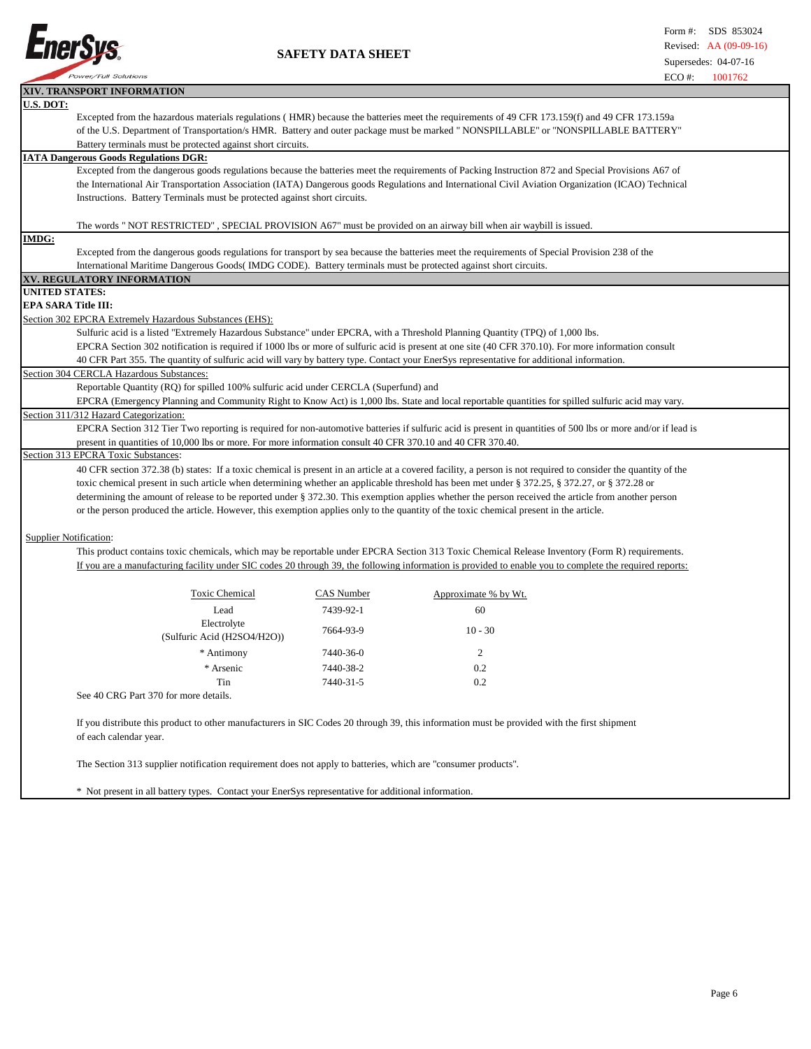## XIV. TRANSPORT INFORMATION

**U.S. DOT:**

Excepted from the hazardous materials regulations ( HMR) because the batteries meet the requirements of 49 CFR 173.159(f) and 49 CFR 173.159a of the U.S. Department of Transportation/s HMR. Battery and outer package must be marked " NONSPILLABLE" or "NONSPILLABLE BATTERY" Battery terminals must be protected against short circuits.

**IATA Dangerous Goods Regulations DGR:**

Excepted from the dangerous goods regulations because the batteries meet the requirements of Packing Instruction 872 and Special Provisions A67 of the International Air Transportation Association (IATA) Dangerous goods Regulations and International Civil Aviation Organization (ICAO) Technical Instructions. Battery Terminals must be protected against short circuits.

The words " NOT RESTRICTED" , SPECIAL PROVISION A67" must be provided on an airway bill when air waybill is issued.

**IMDG:**

Excepted from the dangerous goods regulations for transport by sea because the batteries meet the requirements of Special Provision 238 of the International Maritime Dangerous Goods( IMDG CODE). Battery terminals must be protected against short circuits.

## XV. REGULATORY INFORMATION

**UNITED STATES:**

**EPA SARA Title III:**

Section 302 EPCRA Extremely Hazardous Substances (EHS):

Sulfuric acid is a listed "Extremely Hazardous Substance" under EPCRA, with a Threshold Planning Quantity (TPQ) of 1,000 lbs.
EPCRA Section 302 notification is required if 1000 lbs or more of sulfuric acid is present at one site (40 CFR 370.10). For more information consult 40 CFR Part 355. The quantity of sulfuric acid will vary by battery type. Contact your EnerSys representative for additional information.

Section 304 CERCLA Hazardous Substances:

Reportable Quantity (RQ) for spilled 100% sulfuric acid under CERCLA (Superfund) and
EPCRA (Emergency Planning and Community Right to Know Act) is 1,000 lbs. State and local reportable quantities for spilled sulfuric acid may vary.

Section 311/312 Hazard Categorization:

EPCRA Section 312 Tier Two reporting is required for non-automotive batteries if sulfuric acid is present in quantities of 500 lbs or more and/or if lead is present in quantities of 10,000 lbs or more. For more information consult 40 CFR 370.10 and 40 CFR 370.40.

Section 313 EPCRA Toxic Substances:

40 CFR section 372.38 (b) states: If a toxic chemical is present in an article at a covered facility, a person is not required to consider the quantity of the toxic chemical present in such article when determining whether an applicable threshold has been met under § 372.25, § 372.27, or § 372.28 or determining the amount of release to be reported under § 372.30. This exemption applies whether the person received the article from another person or the person produced the article. However, this exemption applies only to the quantity of the toxic chemical present in the article.

Supplier Notification:

This product contains toxic chemicals, which may be reportable under EPCRA Section 313 Toxic Chemical Release Inventory (Form R) requirements.
If you are a manufacturing facility under SIC codes 20 through 39, the following information is provided to enable you to complete the required reports:

| Toxic Chemical | CAS Number | Approximate % by Wt. |
|---|---|---|
| Lead | 7439-92-1 | 60 |
| Electrolyte (Sulfuric Acid ($H_2SO_4/H_2O$)) | 7664-93-9 | 10 - 30 |
| * Antimony | 7440-36-0 | 2 |
| * Arsenic | 7440-38-2 | 0.2 |
| Tin | 7440-31-5 | 0.2 |

See 40 CRG Part 370 for more details.

If you distribute this product to other manufacturers in SIC Codes 20 through 39, this information must be provided with the first shipment of each calendar year.

The Section 313 supplier notification requirement does not apply to batteries, which are "consumer products".

* Not present in all battery types. Contact your EnerSys representative for additional information.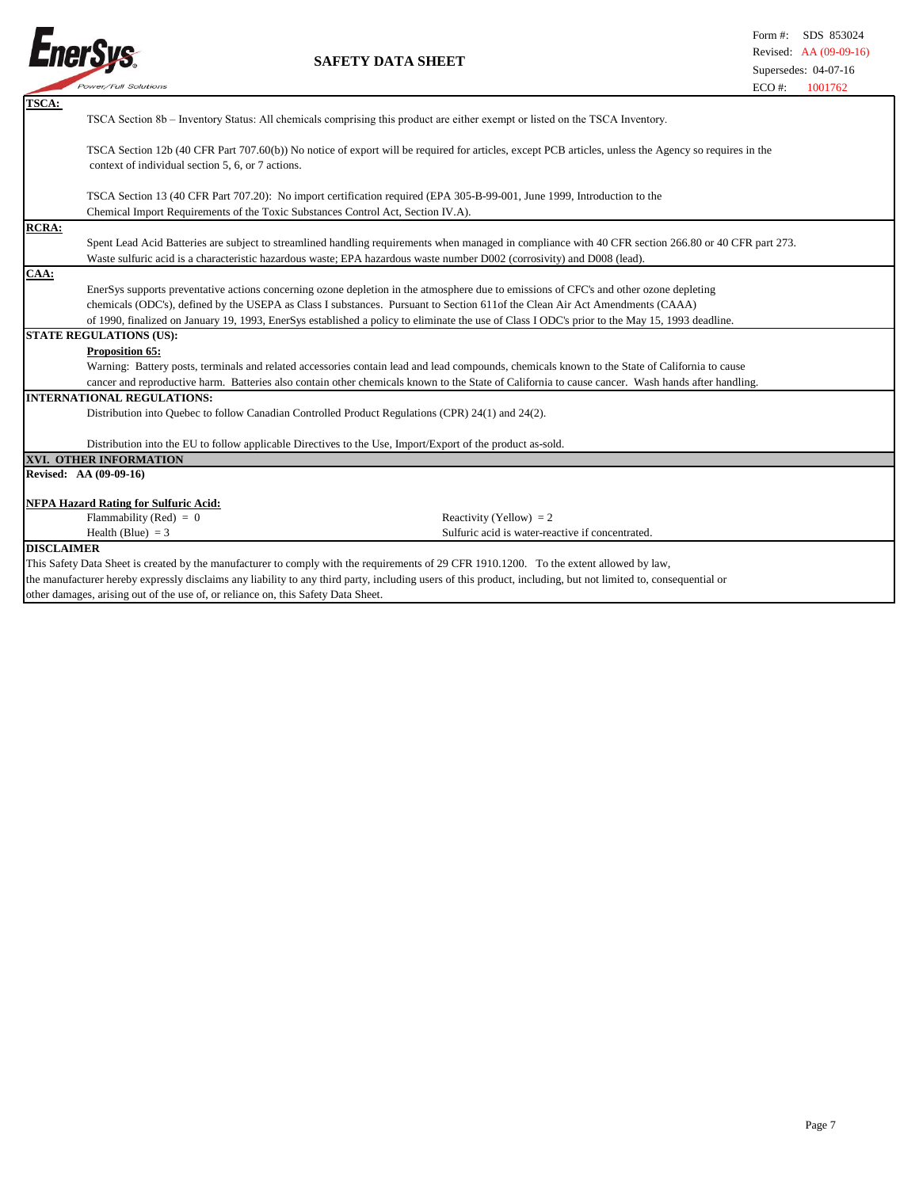**TSCA:**

TSCA Section 8b – Inventory Status: All chemicals comprising this product are either exempt or listed on the TSCA Inventory.

TSCA Section 12b (40 CFR Part 707.60(b)) No notice of export will be required for articles, except PCB articles, unless the Agency so requires in the context of individual section 5, 6, or 7 actions.

TSCA Section 13 (40 CFR Part 707.20): No import certification required (EPA 305-B-99-001, June 1999, Introduction to the Chemical Import Requirements of the Toxic Substances Control Act, Section IV.A).

**RCRA:**

Spent Lead Acid Batteries are subject to streamlined handling requirements when managed in compliance with 40 CFR section 266.80 or 40 CFR part 273. Waste sulfuric acid is a characteristic hazardous waste; EPA hazardous waste number D002 (corrosivity) and D008 (lead).

**CAA:**

EnerSys supports preventative actions concerning ozone depletion in the atmosphere due to emissions of CFC's and other ozone depleting chemicals (ODC's), defined by the USEPA as Class I substances. Pursuant to Section 611of the Clean Air Act Amendments (CAAA) of 1990, finalized on January 19, 1993, EnerSys established a policy to eliminate the use of Class I ODC's prior to the May 15, 1993 deadline.

**STATE REGULATIONS (US):**

**Proposition 65:**

Warning: Battery posts, terminals and related accessories contain lead and lead compounds, chemicals known to the State of California to cause cancer and reproductive harm. Batteries also contain other chemicals known to the State of California to cause cancer. Wash hands after handling.

**INTERNATIONAL REGULATIONS:**

Distribution into Quebec to follow Canadian Controlled Product Regulations (CPR) 24(1) and 24(2).

Distribution into the EU to follow applicable Directives to the Use, Import/Export of the product as-sold.

## XVI. OTHER INFORMATION

**Revised: AA (09-09-16)**

**NFPA Hazard Rating for Sulfuric Acid:**

Flammability (Red) = 0

Health (Blue) = 3

Reactivity (Yellow) = 2

Sulfuric acid is water-reactive if concentrated.

**DISCLAIMER**

This Safety Data Sheet is created by the manufacturer to comply with the requirements of 29 CFR 1910.1200. To the extent allowed by law, the manufacturer hereby expressly disclaims any liability to any third party, including users of this product, including, but not limited to, consequential or other damages, arising out of the use of, or reliance on, this Safety Data Sheet.